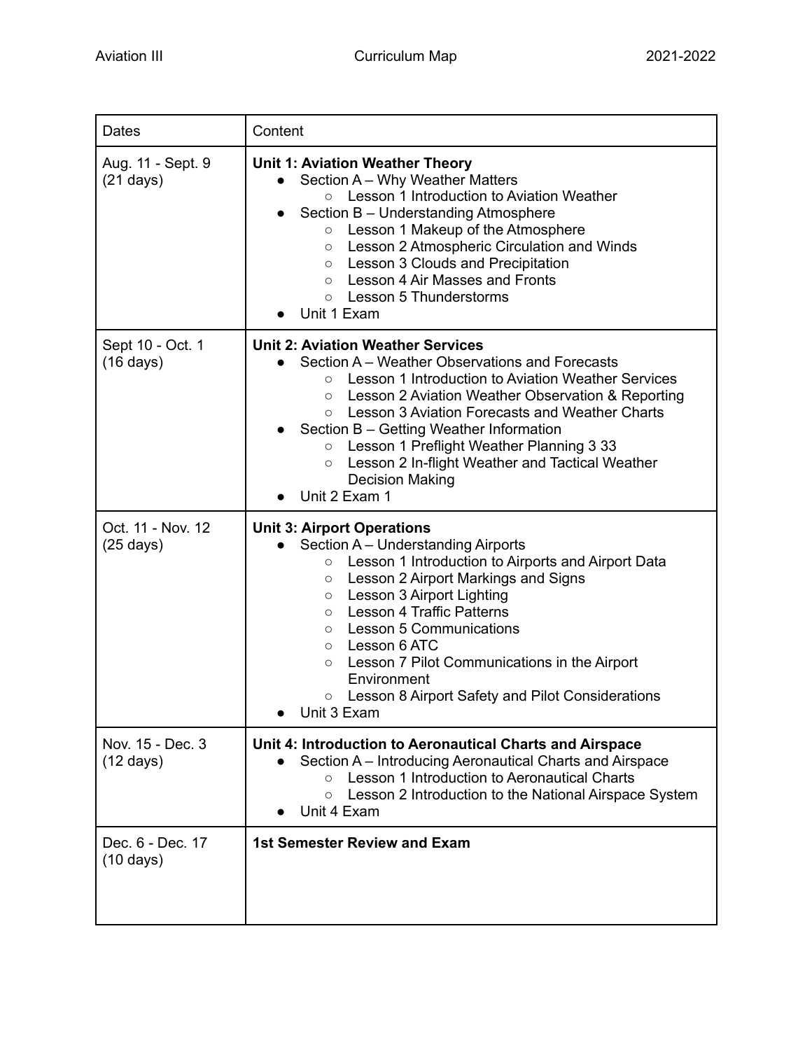Aviation III Curriculum Map 2021-2022

| Dates | Content |
|---|---|
| Aug. 11 - Sept. 9 (21 days) | **Unit 1: Aviation Weather Theory**<br>• Section A – Why Weather Matters<br>&nbsp;&nbsp;○ Lesson 1 Introduction to Aviation Weather<br>• Section B – Understanding Atmosphere<br>&nbsp;&nbsp;○ Lesson 1 Makeup of the Atmosphere<br>&nbsp;&nbsp;○ Lesson 2 Atmospheric Circulation and Winds<br>&nbsp;&nbsp;○ Lesson 3 Clouds and Precipitation<br>&nbsp;&nbsp;○ Lesson 4 Air Masses and Fronts<br>&nbsp;&nbsp;○ Lesson 5 Thunderstorms<br>• Unit 1 Exam |
| Sept 10 - Oct. 1 (16 days) | **Unit 2: Aviation Weather Services**<br>• Section A – Weather Observations and Forecasts<br>&nbsp;&nbsp;○ Lesson 1 Introduction to Aviation Weather Services<br>&nbsp;&nbsp;○ Lesson 2 Aviation Weather Observation & Reporting<br>&nbsp;&nbsp;○ Lesson 3 Aviation Forecasts and Weather Charts<br>• Section B – Getting Weather Information<br>&nbsp;&nbsp;○ Lesson 1 Preflight Weather Planning 3 33<br>&nbsp;&nbsp;○ Lesson 2 In-flight Weather and Tactical Weather Decision Making<br>• Unit 2 Exam 1 |
| Oct. 11 - Nov. 12 (25 days) | **Unit 3: Airport Operations**<br>• Section A – Understanding Airports<br>&nbsp;&nbsp;○ Lesson 1 Introduction to Airports and Airport Data<br>&nbsp;&nbsp;○ Lesson 2 Airport Markings and Signs<br>&nbsp;&nbsp;○ Lesson 3 Airport Lighting<br>&nbsp;&nbsp;○ Lesson 4 Traffic Patterns<br>&nbsp;&nbsp;○ Lesson 5 Communications<br>&nbsp;&nbsp;○ Lesson 6 ATC<br>&nbsp;&nbsp;○ Lesson 7 Pilot Communications in the Airport Environment<br>&nbsp;&nbsp;○ Lesson 8 Airport Safety and Pilot Considerations<br>• Unit 3 Exam |
| Nov. 15 - Dec. 3 (12 days) | **Unit 4: Introduction to Aeronautical Charts and Airspace**<br>• Section A – Introducing Aeronautical Charts and Airspace<br>&nbsp;&nbsp;○ Lesson 1 Introduction to Aeronautical Charts<br>&nbsp;&nbsp;○ Lesson 2 Introduction to the National Airspace System<br>• Unit 4 Exam |
| Dec. 6 - Dec. 17 (10 days) | **1st Semester Review and Exam** |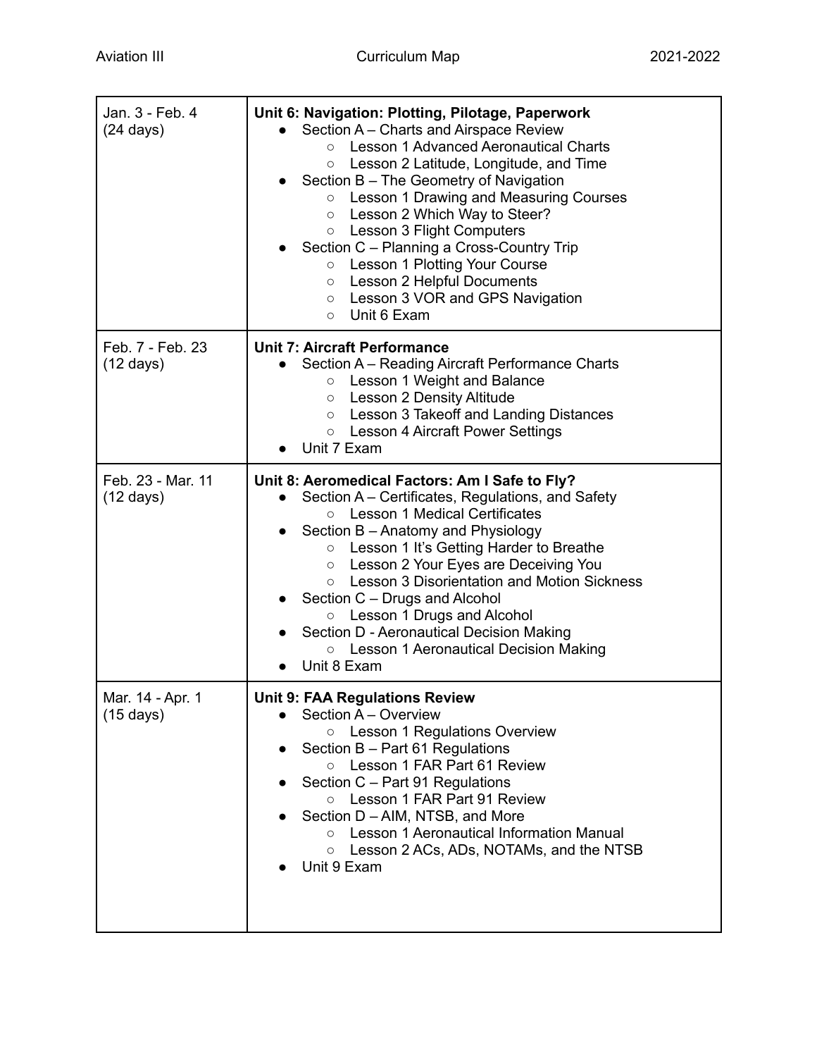| | |
|---|---|
| Jan. 3 - Feb. 4 (24 days) | **Unit 6: Navigation: Plotting, Pilotage, Paperwork**<br>● Section A – Charts and Airspace Review<br>○ Lesson 1 Advanced Aeronautical Charts<br>○ Lesson 2 Latitude, Longitude, and Time<br>● Section B – The Geometry of Navigation<br>○ Lesson 1 Drawing and Measuring Courses<br>○ Lesson 2 Which Way to Steer?<br>○ Lesson 3 Flight Computers<br>● Section C – Planning a Cross-Country Trip<br>○ Lesson 1 Plotting Your Course<br>○ Lesson 2 Helpful Documents<br>○ Lesson 3 VOR and GPS Navigation<br>○ Unit 6 Exam |
| Feb. 7 - Feb. 23 (12 days) | **Unit 7: Aircraft Performance**<br>● Section A – Reading Aircraft Performance Charts<br>○ Lesson 1 Weight and Balance<br>○ Lesson 2 Density Altitude<br>○ Lesson 3 Takeoff and Landing Distances<br>○ Lesson 4 Aircraft Power Settings<br>● Unit 7 Exam |
| Feb. 23 - Mar. 11 (12 days) | **Unit 8: Aeromedical Factors: Am I Safe to Fly?**<br>● Section A – Certificates, Regulations, and Safety<br>○ Lesson 1 Medical Certificates<br>● Section B – Anatomy and Physiology<br>○ Lesson 1 It's Getting Harder to Breathe<br>○ Lesson 2 Your Eyes are Deceiving You<br>○ Lesson 3 Disorientation and Motion Sickness<br>● Section C – Drugs and Alcohol<br>○ Lesson 1 Drugs and Alcohol<br>● Section D - Aeronautical Decision Making<br>○ Lesson 1 Aeronautical Decision Making<br>● Unit 8 Exam |
| Mar. 14 - Apr. 1 (15 days) | **Unit 9: FAA Regulations Review**<br>● Section A – Overview<br>○ Lesson 1 Regulations Overview<br>● Section B – Part 61 Regulations<br>○ Lesson 1 FAR Part 61 Review<br>● Section C – Part 91 Regulations<br>○ Lesson 1 FAR Part 91 Review<br>● Section D – AIM, NTSB, and More<br>○ Lesson 1 Aeronautical Information Manual<br>○ Lesson 2 ACs, ADs, NOTAMs, and the NTSB<br>● Unit 9 Exam |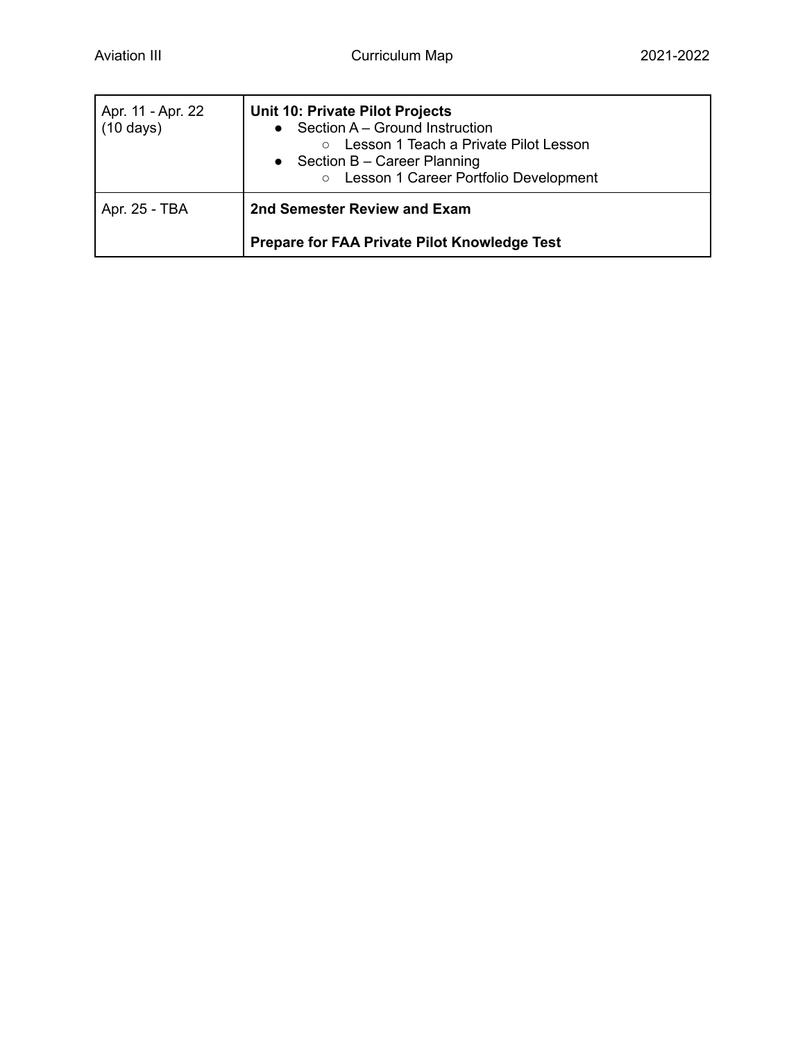| | |
|---|---|
| Apr. 11 - Apr. 22 (10 days) | **Unit 10: Private Pilot Projects**<br>• Section A – Ground Instruction<br>  ○ Lesson 1 Teach a Private Pilot Lesson<br>• Section B – Career Planning<br>  ○ Lesson 1 Career Portfolio Development |
| Apr. 25 - TBA | **2nd Semester Review and Exam**<br><br>**Prepare for FAA Private Pilot Knowledge Test** |